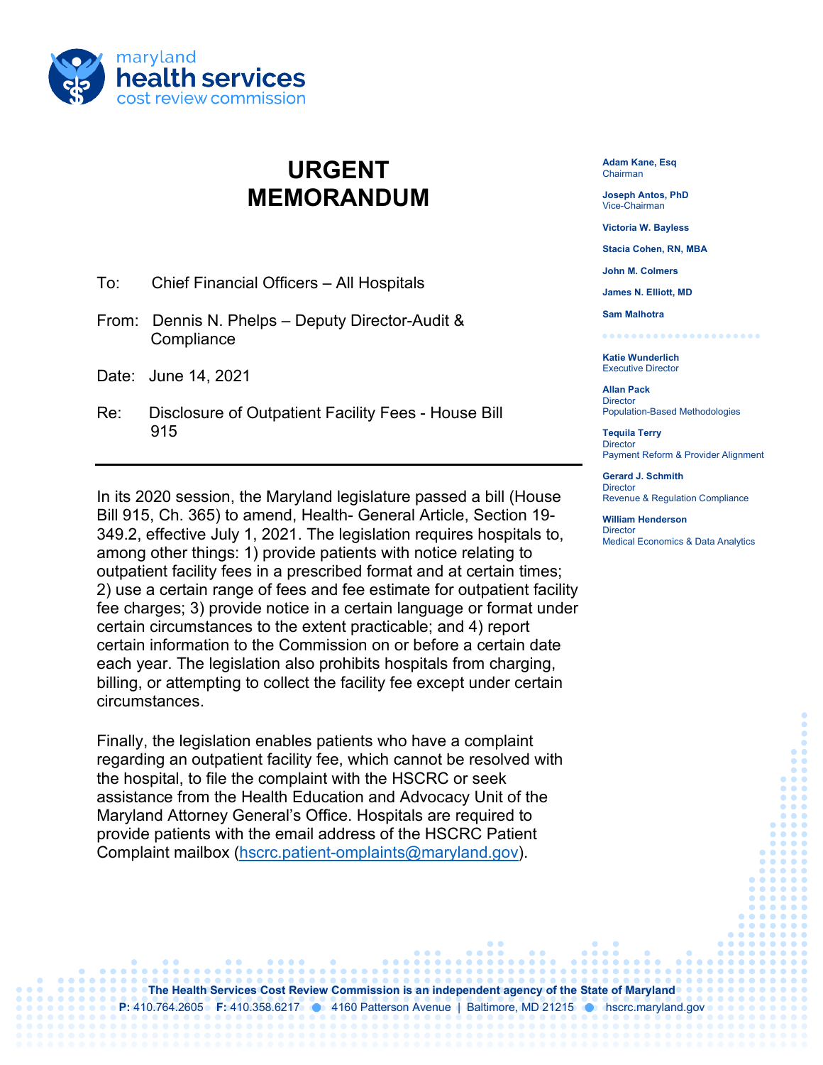maryland
**health services**
cost review commission

# URGENT MEMORANDUM

**Adam Kane, Esq**
Chairman

**Joseph Antos, PhD**
Vice-Chairman

**Victoria W. Bayless**

**Stacia Cohen, RN, MBA**

**John M. Colmers**

**James N. Elliott, MD**

**Sam Malhotra**

**Katie Wunderlich**
Executive Director

**Allan Pack**
Director
Population-Based Methodologies

**Tequila Terry**
Director
Payment Reform & Provider Alignment

**Gerard J. Schmith**
Director
Revenue & Regulation Compliance

**William Henderson**
Director
Medical Economics & Data Analytics

To: Chief Financial Officers – All Hospitals

From: Dennis N. Phelps – Deputy Director-Audit & Compliance

Date: June 14, 2021

Re: Disclosure of Outpatient Facility Fees - House Bill 915

---

In its 2020 session, the Maryland legislature passed a bill (House Bill 915, Ch. 365) to amend, Health- General Article, Section 19-349.2, effective July 1, 2021. The legislation requires hospitals to, among other things: 1) provide patients with notice relating to outpatient facility fees in a prescribed format and at certain times; 2) use a certain range of fees and fee estimate for outpatient facility fee charges; 3) provide notice in a certain language or format under certain circumstances to the extent practicable; and 4) report certain information to the Commission on or before a certain date each year. The legislation also prohibits hospitals from charging, billing, or attempting to collect the facility fee except under certain circumstances.

Finally, the legislation enables patients who have a complaint regarding an outpatient facility fee, which cannot be resolved with the hospital, to file the complaint with the HSCRC or seek assistance from the Health Education and Advocacy Unit of the Maryland Attorney General's Office. Hospitals are required to provide patients with the email address of the HSCRC Patient Complaint mailbox (hscrc.patient-omplaints@maryland.gov).

**The Health Services Cost Review Commission is an independent agency of the State of Maryland**
**P:** 410.764.2605 **F:** 410.358.6217 • 4160 Patterson Avenue | Baltimore, MD 21215 • hscrc.maryland.gov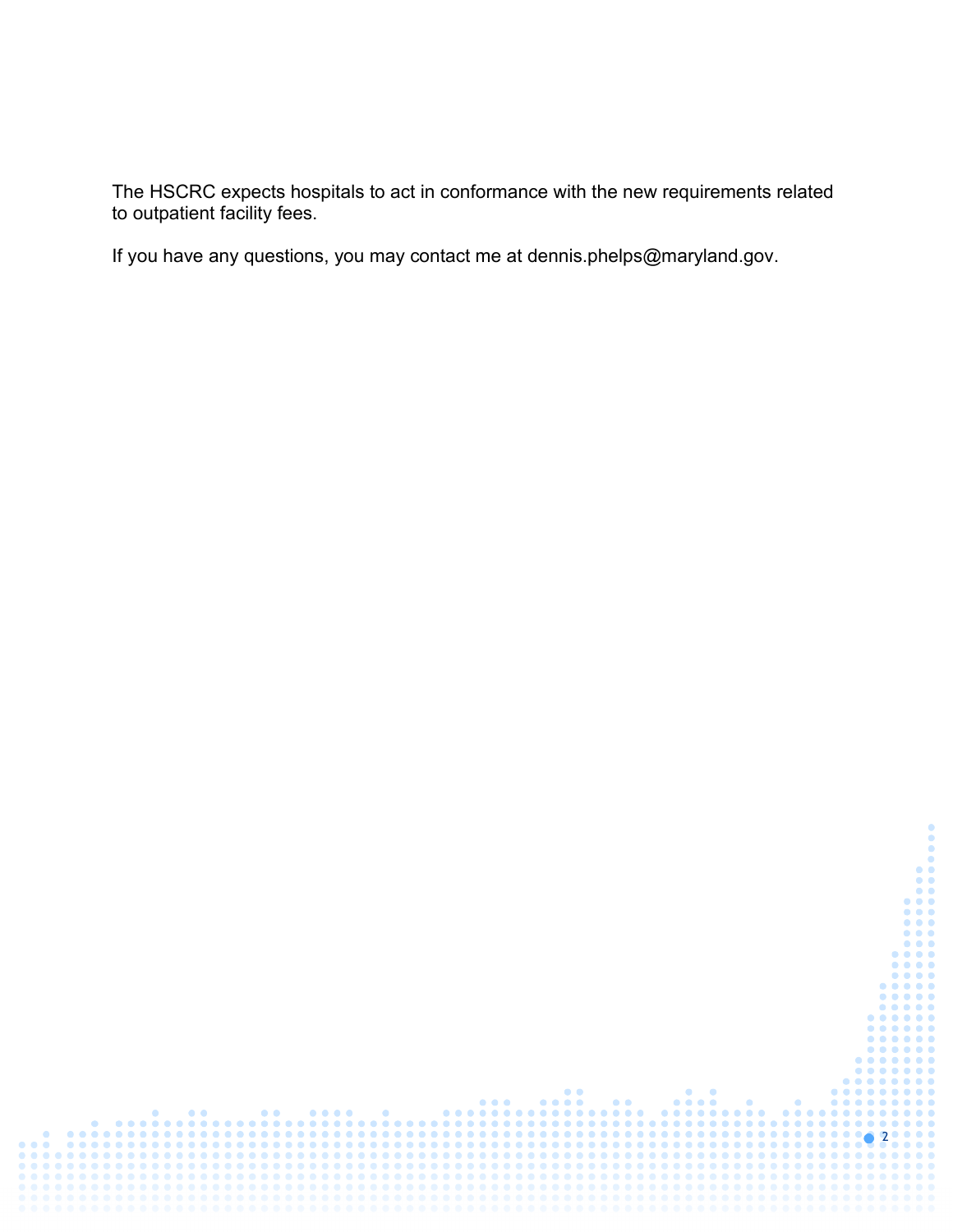The HSCRC expects hospitals to act in conformance with the new requirements related to outpatient facility fees.

If you have any questions, you may contact me at dennis.phelps@maryland.gov.